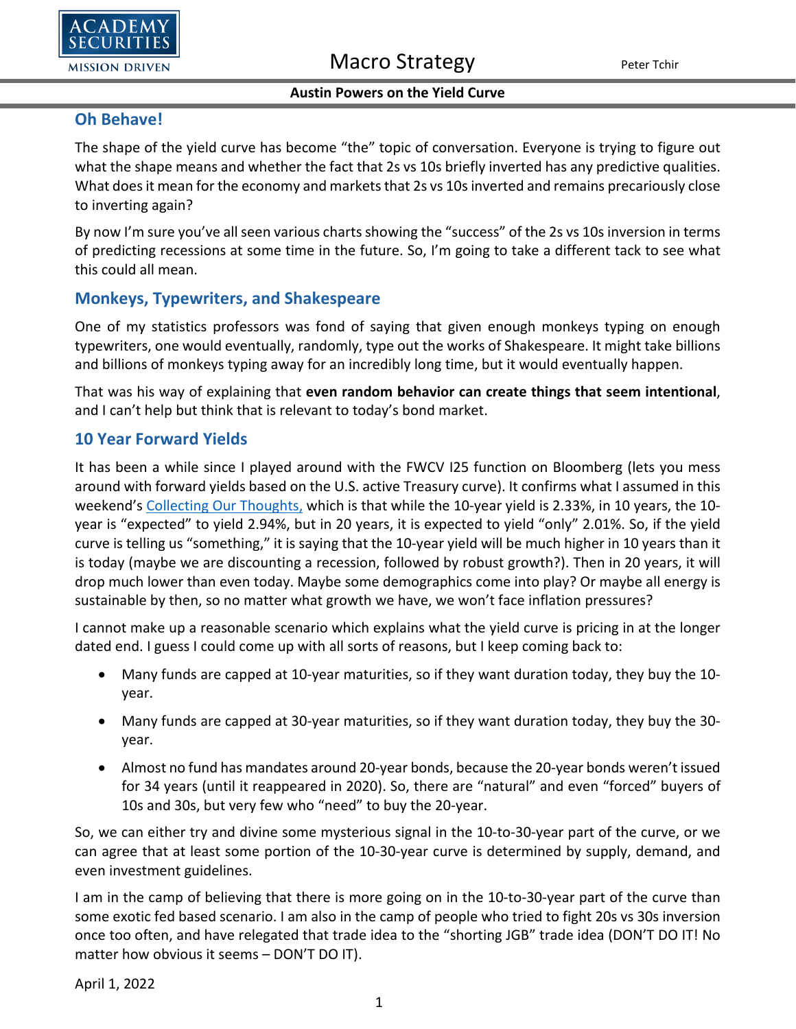# Austin Powers on the Yield Curve

## Oh Behave!

The shape of the yield curve has become "the" topic of conversation. Everyone is trying to figure out what the shape means and whether the fact that 2s vs 10s briefly inverted has any predictive qualities. What does it mean for the economy and markets that 2s vs 10s inverted and remains precariously close to inverting again?

By now I'm sure you've all seen various charts showing the "success" of the 2s vs 10s inversion in terms of predicting recessions at some time in the future. So, I'm going to take a different tack to see what this could all mean.

## Monkeys, Typewriters, and Shakespeare

One of my statistics professors was fond of saying that given enough monkeys typing on enough typewriters, one would eventually, randomly, type out the works of Shakespeare. It might take billions and billions of monkeys typing away for an incredibly long time, but it would eventually happen.

That was his way of explaining that **even random behavior can create things that seem intentional**, and I can't help but think that is relevant to today's bond market.

## 10 Year Forward Yields

It has been a while since I played around with the FWCV I25 function on Bloomberg (lets you mess around with forward yields based on the U.S. active Treasury curve). It confirms what I assumed in this weekend's Collecting Our Thoughts, which is that while the 10-year yield is 2.33%, in 10 years, the 10-year is "expected" to yield 2.94%, but in 20 years, it is expected to yield "only" 2.01%. So, if the yield curve is telling us "something," it is saying that the 10-year yield will be much higher in 10 years than it is today (maybe we are discounting a recession, followed by robust growth?). Then in 20 years, it will drop much lower than even today. Maybe some demographics come into play? Or maybe all energy is sustainable by then, so no matter what growth we have, we won't face inflation pressures?

I cannot make up a reasonable scenario which explains what the yield curve is pricing in at the longer dated end. I guess I could come up with all sorts of reasons, but I keep coming back to:

- Many funds are capped at 10-year maturities, so if they want duration today, they buy the 10-year.
- Many funds are capped at 30-year maturities, so if they want duration today, they buy the 30-year.
- Almost no fund has mandates around 20-year bonds, because the 20-year bonds weren't issued for 34 years (until it reappeared in 2020). So, there are "natural" and even "forced" buyers of 10s and 30s, but very few who "need" to buy the 20-year.

So, we can either try and divine some mysterious signal in the 10-to-30-year part of the curve, or we can agree that at least some portion of the 10-30-year curve is determined by supply, demand, and even investment guidelines.

I am in the camp of believing that there is more going on in the 10-to-30-year part of the curve than some exotic fed based scenario. I am also in the camp of people who tried to fight 20s vs 30s inversion once too often, and have relegated that trade idea to the "shorting JGB" trade idea (DON'T DO IT! No matter how obvious it seems – DON'T DO IT).

April 1, 2022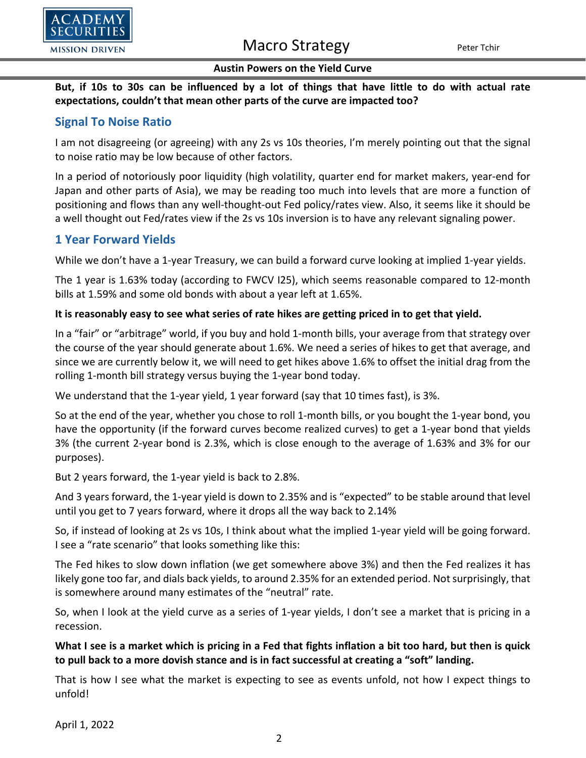**But, if 10s to 30s can be influenced by a lot of things that have little to do with actual rate expectations, couldn't that mean other parts of the curve are impacted too?**

## Signal To Noise Ratio

I am not disagreeing (or agreeing) with any 2s vs 10s theories, I'm merely pointing out that the signal to noise ratio may be low because of other factors.

In a period of notoriously poor liquidity (high volatility, quarter end for market makers, year-end for Japan and other parts of Asia), we may be reading too much into levels that are more a function of positioning and flows than any well-thought-out Fed policy/rates view. Also, it seems like it should be a well thought out Fed/rates view if the 2s vs 10s inversion is to have any relevant signaling power.

## 1 Year Forward Yields

While we don't have a 1-year Treasury, we can build a forward curve looking at implied 1-year yields.

The 1 year is 1.63% today (according to FWCV I25), which seems reasonable compared to 12-month bills at 1.59% and some old bonds with about a year left at 1.65%.

**It is reasonably easy to see what series of rate hikes are getting priced in to get that yield.**

In a "fair" or "arbitrage" world, if you buy and hold 1-month bills, your average from that strategy over the course of the year should generate about 1.6%. We need a series of hikes to get that average, and since we are currently below it, we will need to get hikes above 1.6% to offset the initial drag from the rolling 1-month bill strategy versus buying the 1-year bond today.

We understand that the 1-year yield, 1 year forward (say that 10 times fast), is 3%.

So at the end of the year, whether you chose to roll 1-month bills, or you bought the 1-year bond, you have the opportunity (if the forward curves become realized curves) to get a 1-year bond that yields 3% (the current 2-year bond is 2.3%, which is close enough to the average of 1.63% and 3% for our purposes).

But 2 years forward, the 1-year yield is back to 2.8%.

And 3 years forward, the 1-year yield is down to 2.35% and is "expected" to be stable around that level until you get to 7 years forward, where it drops all the way back to 2.14%

So, if instead of looking at 2s vs 10s, I think about what the implied 1-year yield will be going forward. I see a "rate scenario" that looks something like this:

The Fed hikes to slow down inflation (we get somewhere above 3%) and then the Fed realizes it has likely gone too far, and dials back yields, to around 2.35% for an extended period. Not surprisingly, that is somewhere around many estimates of the "neutral" rate.

So, when I look at the yield curve as a series of 1-year yields, I don't see a market that is pricing in a recession.

**What I see is a market which is pricing in a Fed that fights inflation a bit too hard, but then is quick to pull back to a more dovish stance and is in fact successful at creating a "soft" landing.**

That is how I see what the market is expecting to see as events unfold, not how I expect things to unfold!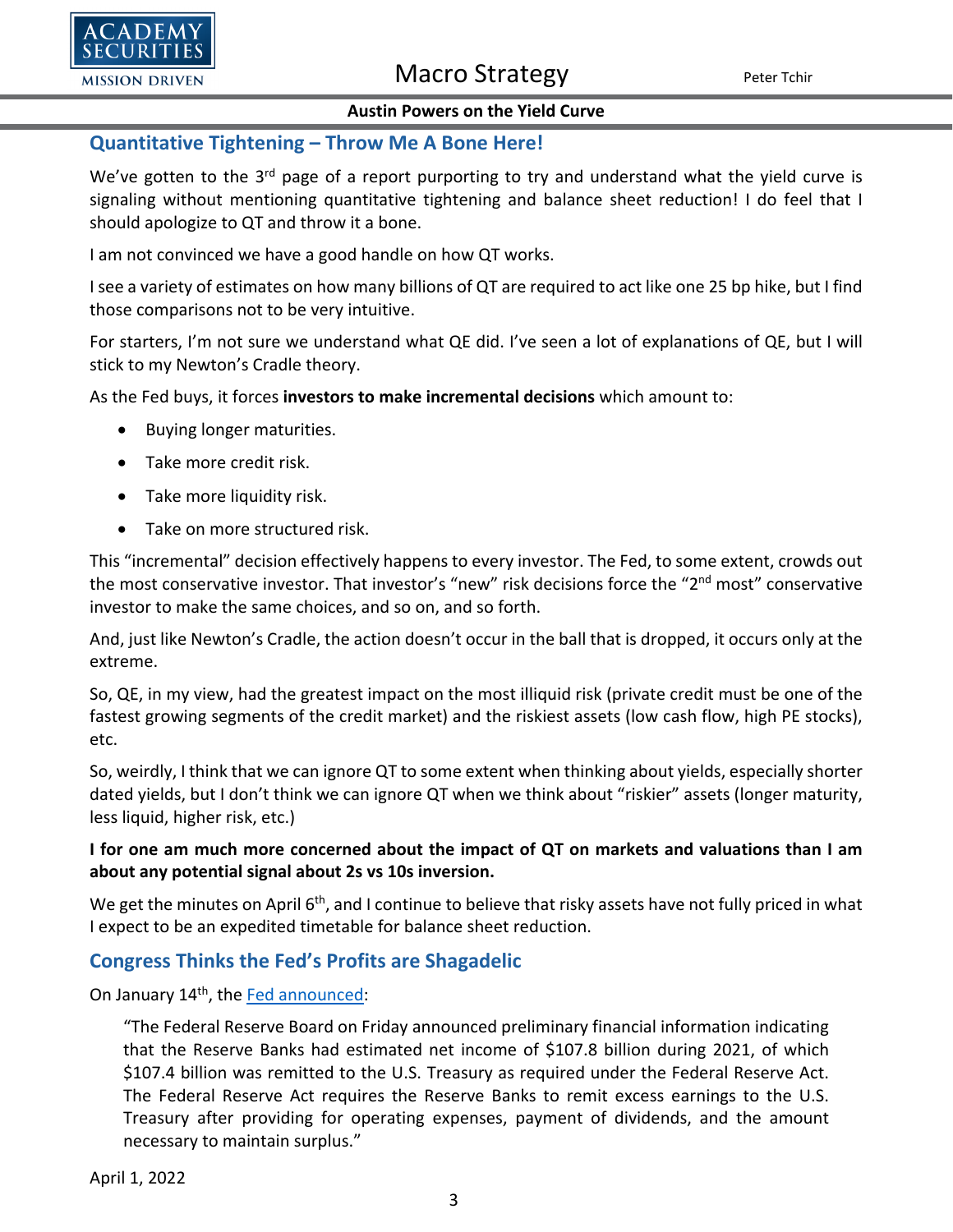## Quantitative Tightening – Throw Me A Bone Here!

We've gotten to the 3rd page of a report purporting to try and understand what the yield curve is signaling without mentioning quantitative tightening and balance sheet reduction! I do feel that I should apologize to QT and throw it a bone.

I am not convinced we have a good handle on how QT works.

I see a variety of estimates on how many billions of QT are required to act like one 25 bp hike, but I find those comparisons not to be very intuitive.

For starters, I'm not sure we understand what QE did. I've seen a lot of explanations of QE, but I will stick to my Newton's Cradle theory.

As the Fed buys, it forces **investors to make incremental decisions** which amount to:

- Buying longer maturities.
- Take more credit risk.
- Take more liquidity risk.
- Take on more structured risk.

This "incremental" decision effectively happens to every investor. The Fed, to some extent, crowds out the most conservative investor. That investor's "new" risk decisions force the "2nd most" conservative investor to make the same choices, and so on, and so forth.

And, just like Newton's Cradle, the action doesn't occur in the ball that is dropped, it occurs only at the extreme.

So, QE, in my view, had the greatest impact on the most illiquid risk (private credit must be one of the fastest growing segments of the credit market) and the riskiest assets (low cash flow, high PE stocks), etc.

So, weirdly, I think that we can ignore QT to some extent when thinking about yields, especially shorter dated yields, but I don't think we can ignore QT when we think about "riskier" assets (longer maturity, less liquid, higher risk, etc.)

**I for one am much more concerned about the impact of QT on markets and valuations than I am about any potential signal about 2s vs 10s inversion.**

We get the minutes on April 6th, and I continue to believe that risky assets have not fully priced in what I expect to be an expedited timetable for balance sheet reduction.

## Congress Thinks the Fed's Profits are Shagadelic

On January 14th, the Fed announced:

> "The Federal Reserve Board on Friday announced preliminary financial information indicating that the Reserve Banks had estimated net income of $107.8 billion during 2021, of which $107.4 billion was remitted to the U.S. Treasury as required under the Federal Reserve Act. The Federal Reserve Act requires the Reserve Banks to remit excess earnings to the U.S. Treasury after providing for operating expenses, payment of dividends, and the amount necessary to maintain surplus."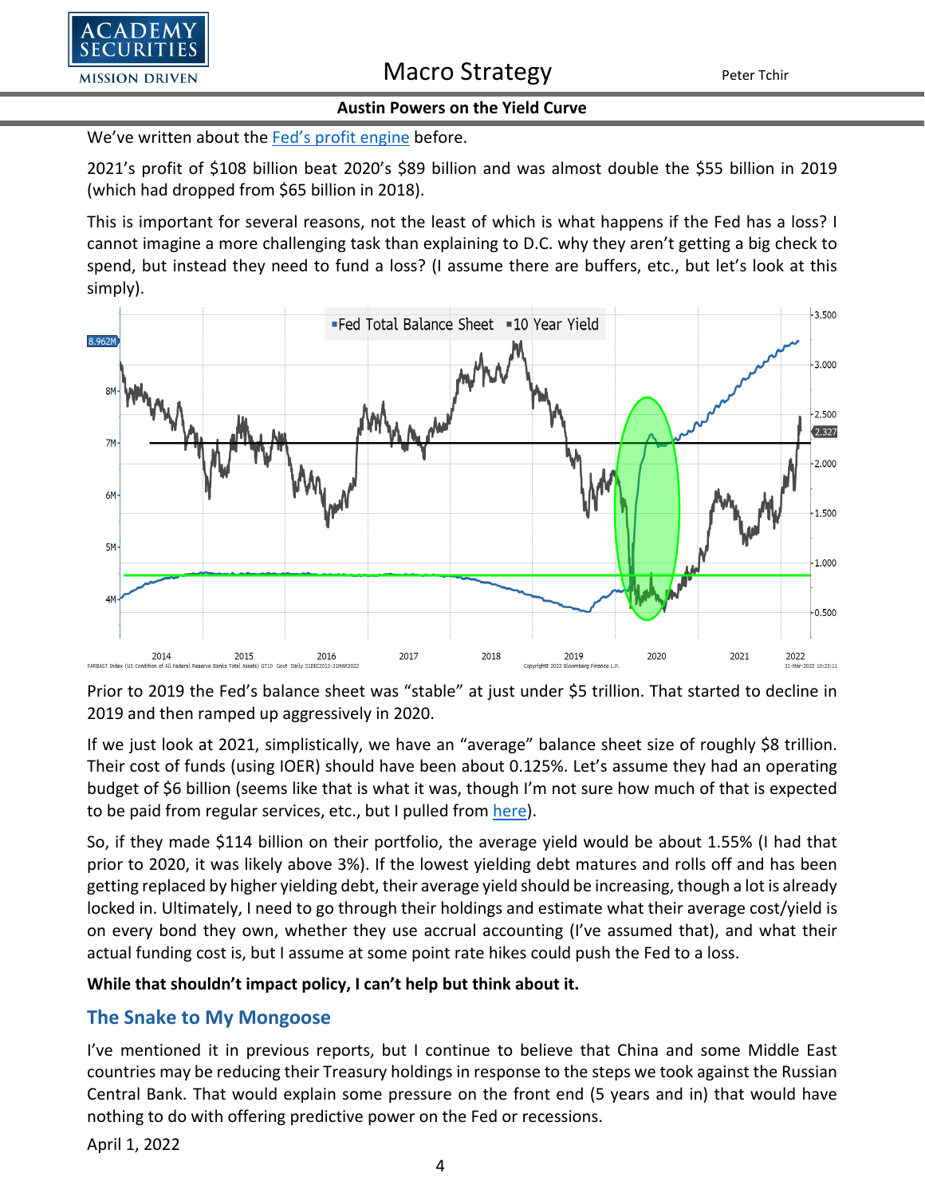We've written about the Fed's profit engine before.

2021's profit of $108 billion beat 2020's $89 billion and was almost double the $55 billion in 2019 (which had dropped from $65 billion in 2018).

This is important for several reasons, not the least of which is what happens if the Fed has a loss? I cannot imagine a more challenging task than explaining to D.C. why they aren't getting a big check to spend, but instead they need to fund a loss? (I assume there are buffers, etc., but let's look at this simply).

Prior to 2019 the Fed's balance sheet was "stable" at just under $5 trillion. That started to decline in 2019 and then ramped up aggressively in 2020.

If we just look at 2021, simplistically, we have an "average" balance sheet size of roughly $8 trillion. Their cost of funds (using IOER) should have been about 0.125%. Let's assume they had an operating budget of $6 billion (seems like that is what it was, though I'm not sure how much of that is expected to be paid from regular services, etc., but I pulled from here).

So, if they made $114 billion on their portfolio, the average yield would be about 1.55% (I had that prior to 2020, it was likely above 3%). If the lowest yielding debt matures and rolls off and has been getting replaced by higher yielding debt, their average yield should be increasing, though a lot is already locked in. Ultimately, I need to go through their holdings and estimate what their average cost/yield is on every bond they own, whether they use accrual accounting (I've assumed that), and what their actual funding cost is, but I assume at some point rate hikes could push the Fed to a loss.

**While that shouldn't impact policy, I can't help but think about it.**

## The Snake to My Mongoose

I've mentioned it in previous reports, but I continue to believe that China and some Middle East countries may be reducing their Treasury holdings in response to the steps we took against the Russian Central Bank. That would explain some pressure on the front end (5 years and in) that would have nothing to do with offering predictive power on the Fed or recessions.

April 1, 2022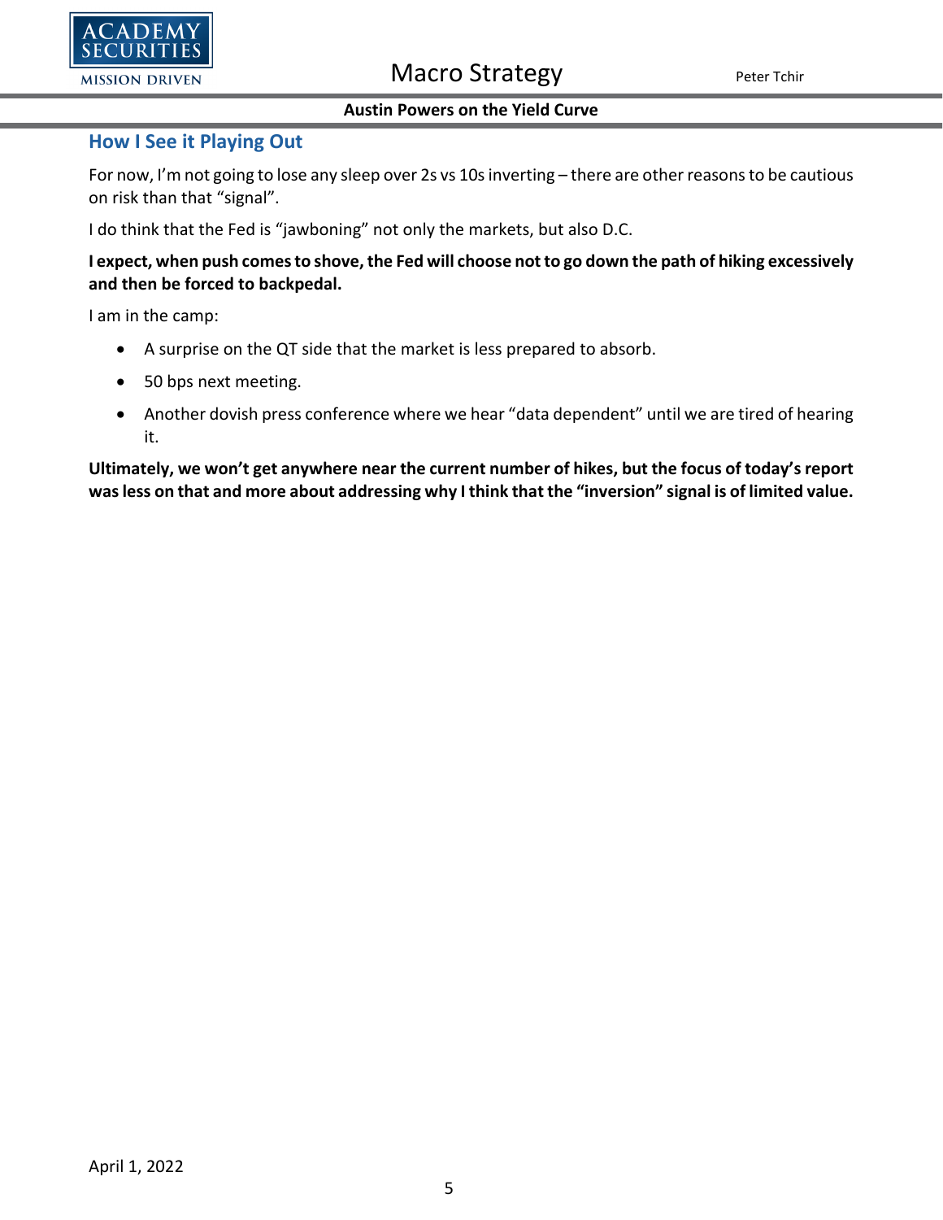## How I See it Playing Out

For now, I'm not going to lose any sleep over 2s vs 10s inverting – there are other reasons to be cautious on risk than that "signal".

I do think that the Fed is "jawboning" not only the markets, but also D.C.

**I expect, when push comes to shove, the Fed will choose not to go down the path of hiking excessively and then be forced to backpedal.**

I am in the camp:

- A surprise on the QT side that the market is less prepared to absorb.
- 50 bps next meeting.
- Another dovish press conference where we hear "data dependent" until we are tired of hearing it.

**Ultimately, we won't get anywhere near the current number of hikes, but the focus of today's report was less on that and more about addressing why I think that the "inversion" signal is of limited value.**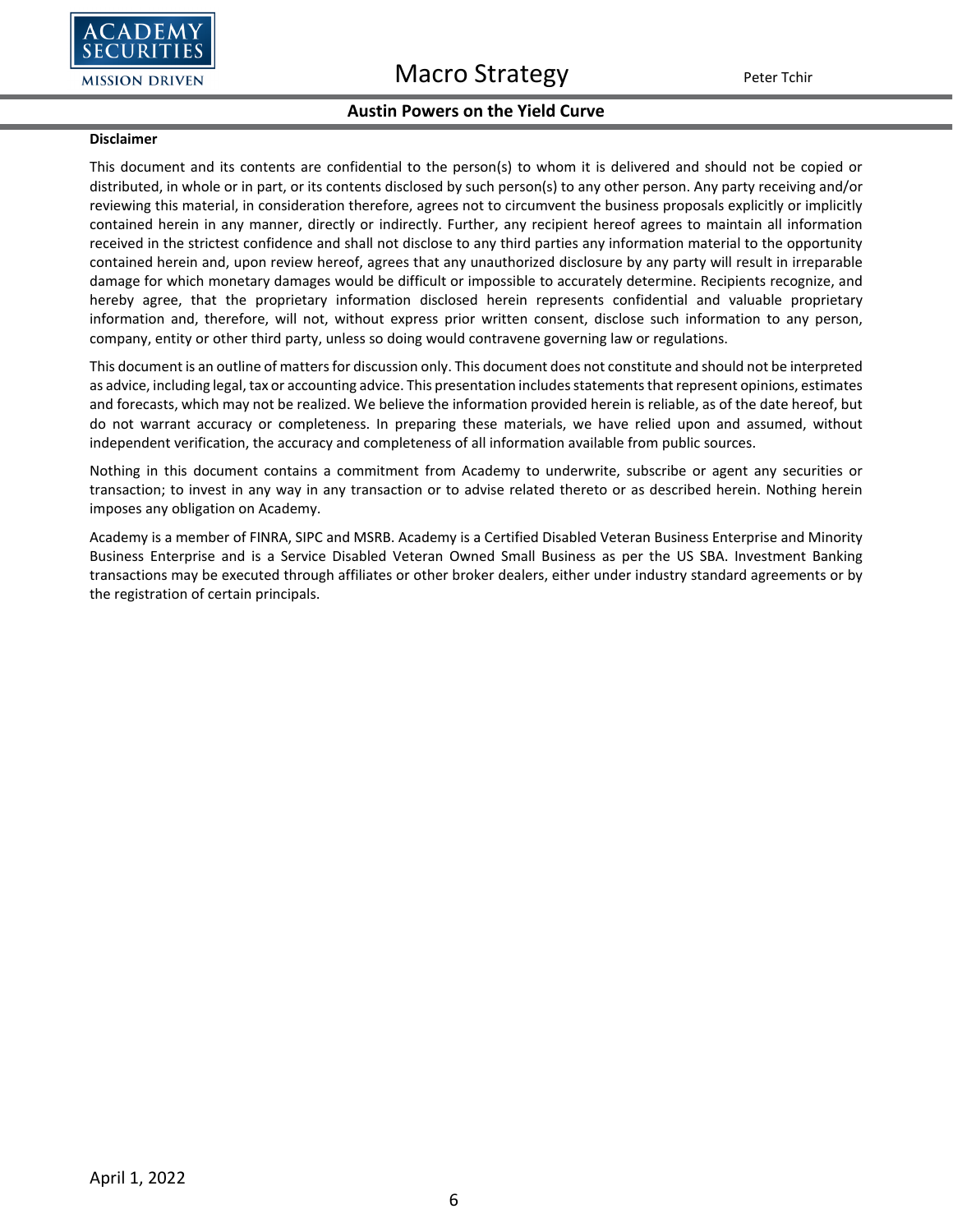**Disclaimer**

This document and its contents are confidential to the person(s) to whom it is delivered and should not be copied or distributed, in whole or in part, or its contents disclosed by such person(s) to any other person. Any party receiving and/or reviewing this material, in consideration therefore, agrees not to circumvent the business proposals explicitly or implicitly contained herein in any manner, directly or indirectly. Further, any recipient hereof agrees to maintain all information received in the strictest confidence and shall not disclose to any third parties any information material to the opportunity contained herein and, upon review hereof, agrees that any unauthorized disclosure by any party will result in irreparable damage for which monetary damages would be difficult or impossible to accurately determine. Recipients recognize, and hereby agree, that the proprietary information disclosed herein represents confidential and valuable proprietary information and, therefore, will not, without express prior written consent, disclose such information to any person, company, entity or other third party, unless so doing would contravene governing law or regulations.

This document is an outline of matters for discussion only. This document does not constitute and should not be interpreted as advice, including legal, tax or accounting advice. This presentation includes statements that represent opinions, estimates and forecasts, which may not be realized. We believe the information provided herein is reliable, as of the date hereof, but do not warrant accuracy or completeness. In preparing these materials, we have relied upon and assumed, without independent verification, the accuracy and completeness of all information available from public sources.

Nothing in this document contains a commitment from Academy to underwrite, subscribe or agent any securities or transaction; to invest in any way in any transaction or to advise related thereto or as described herein. Nothing herein imposes any obligation on Academy.

Academy is a member of FINRA, SIPC and MSRB. Academy is a Certified Disabled Veteran Business Enterprise and Minority Business Enterprise and is a Service Disabled Veteran Owned Small Business as per the US SBA. Investment Banking transactions may be executed through affiliates or other broker dealers, either under industry standard agreements or by the registration of certain principals.